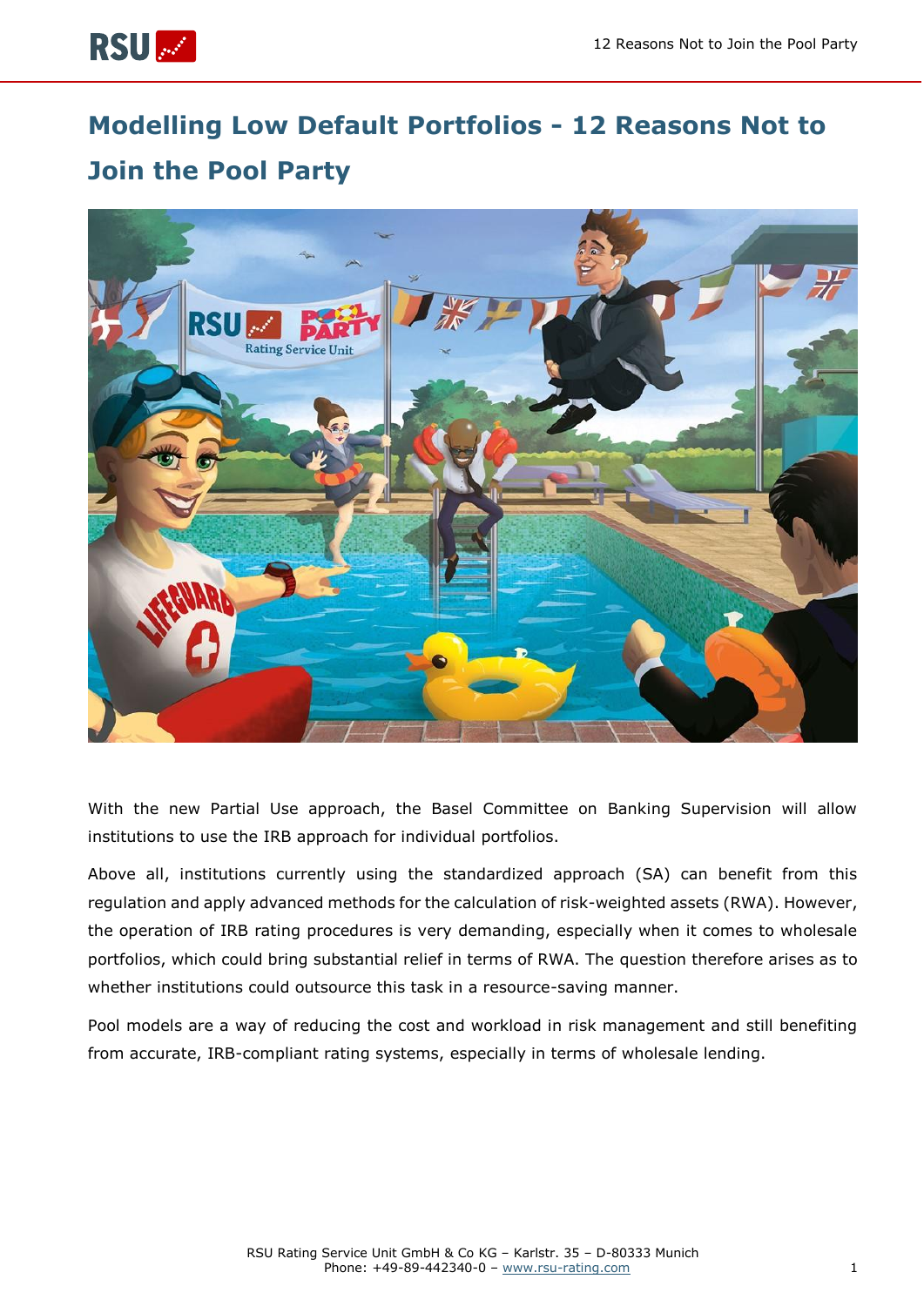# Modelling Low Default Portfolios - 12 Reasons Not to Join the Pool Party

With the new Partial Use approach, the Basel Committee on Banking Supervision will allow institutions to use the IRB approach for individual portfolios.

Above all, institutions currently using the standardized approach (SA) can benefit from this regulation and apply advanced methods for the calculation of risk-weighted assets (RWA). However, the operation of IRB rating procedures is very demanding, especially when it comes to wholesale portfolios, which could bring substantial relief in terms of RWA. The question therefore arises as to whether institutions could outsource this task in a resource-saving manner.

Pool models are a way of reducing the cost and workload in risk management and still benefiting from accurate, IRB-compliant rating systems, especially in terms of wholesale lending.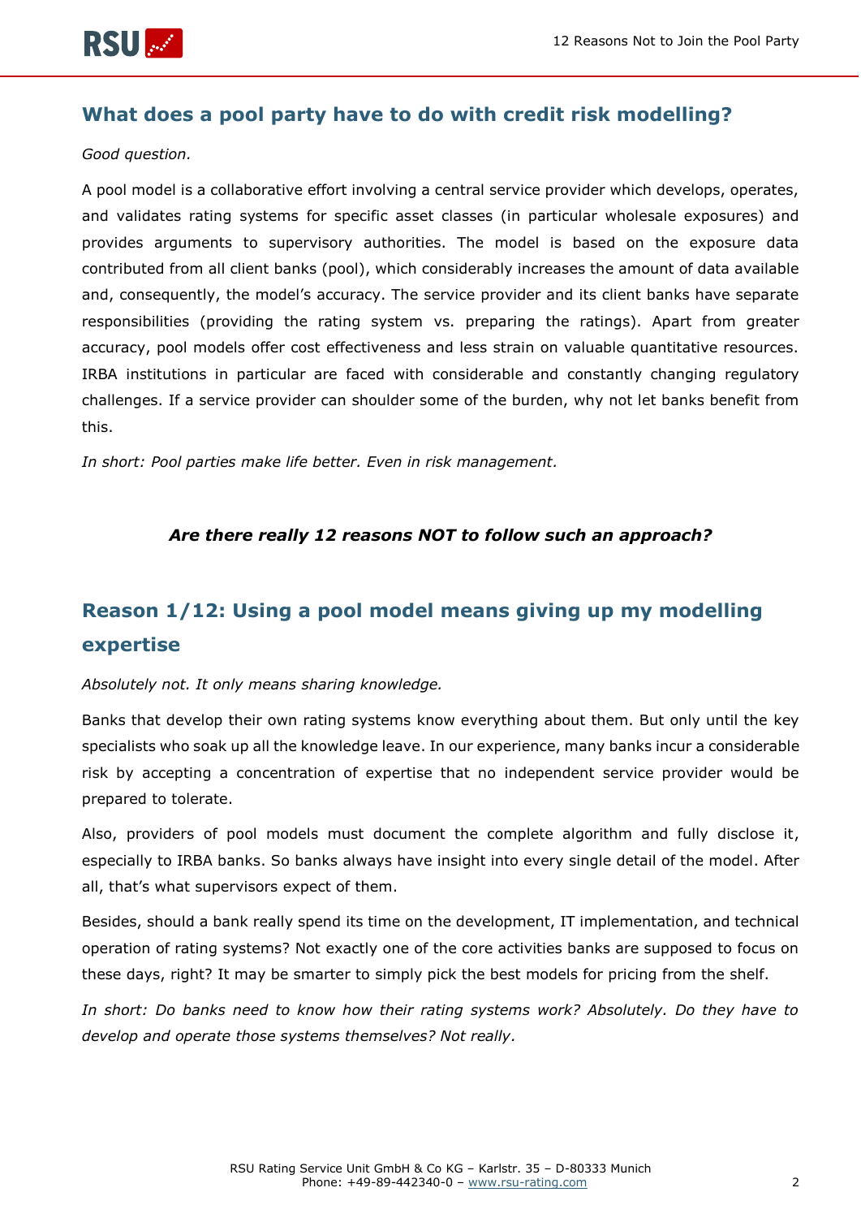## What does a pool party have to do with credit risk modelling?

*Good question.*

A pool model is a collaborative effort involving a central service provider which develops, operates, and validates rating systems for specific asset classes (in particular wholesale exposures) and provides arguments to supervisory authorities. The model is based on the exposure data contributed from all client banks (pool), which considerably increases the amount of data available and, consequently, the model's accuracy. The service provider and its client banks have separate responsibilities (providing the rating system vs. preparing the ratings). Apart from greater accuracy, pool models offer cost effectiveness and less strain on valuable quantitative resources. IRBA institutions in particular are faced with considerable and constantly changing regulatory challenges. If a service provider can shoulder some of the burden, why not let banks benefit from this.

*In short: Pool parties make life better. Even in risk management.*

***Are there really 12 reasons NOT to follow such an approach?***

## Reason 1/12: Using a pool model means giving up my modelling expertise

*Absolutely not. It only means sharing knowledge.*

Banks that develop their own rating systems know everything about them. But only until the key specialists who soak up all the knowledge leave. In our experience, many banks incur a considerable risk by accepting a concentration of expertise that no independent service provider would be prepared to tolerate.

Also, providers of pool models must document the complete algorithm and fully disclose it, especially to IRBA banks. So banks always have insight into every single detail of the model. After all, that's what supervisors expect of them.

Besides, should a bank really spend its time on the development, IT implementation, and technical operation of rating systems? Not exactly one of the core activities banks are supposed to focus on these days, right? It may be smarter to simply pick the best models for pricing from the shelf.

*In short: Do banks need to know how their rating systems work? Absolutely. Do they have to develop and operate those systems themselves? Not really.*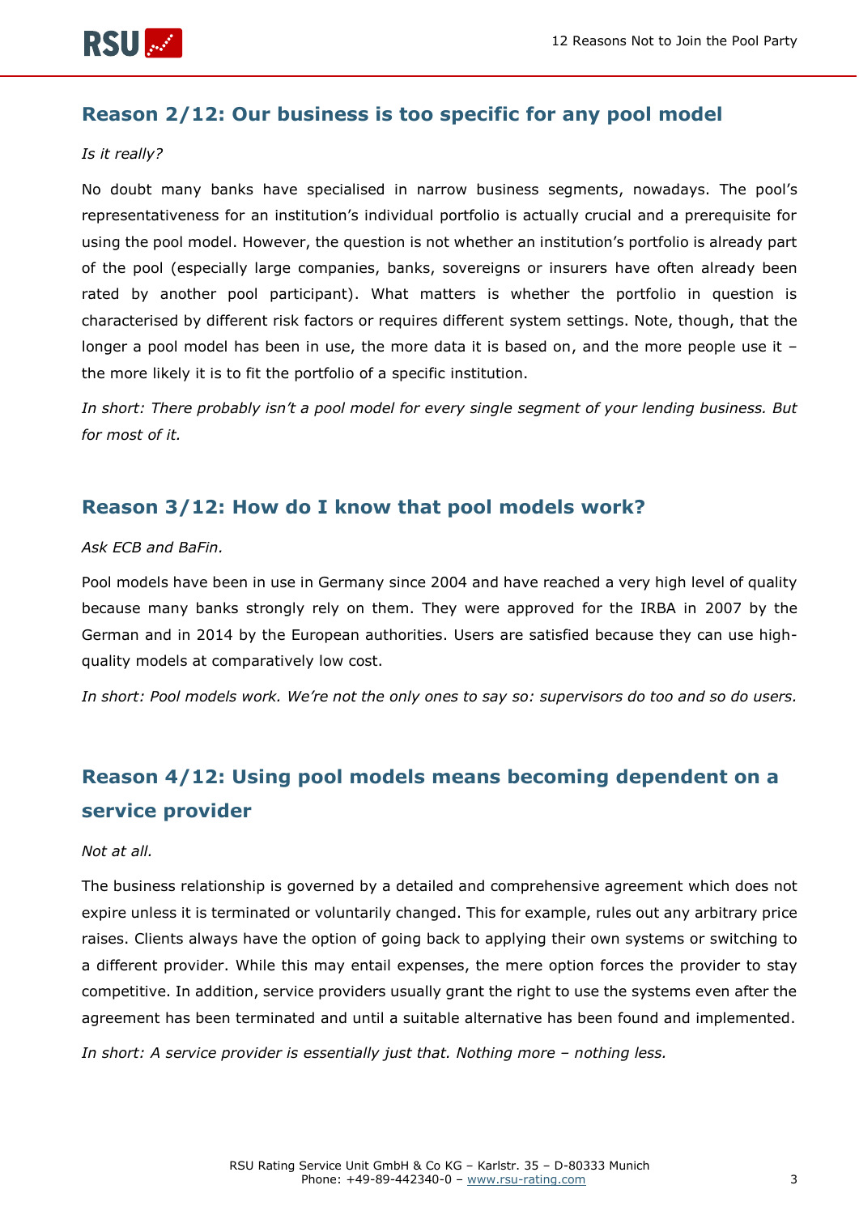## Reason 2/12: Our business is too specific for any pool model

*Is it really?*

No doubt many banks have specialised in narrow business segments, nowadays. The pool's representativeness for an institution's individual portfolio is actually crucial and a prerequisite for using the pool model. However, the question is not whether an institution's portfolio is already part of the pool (especially large companies, banks, sovereigns or insurers have often already been rated by another pool participant). What matters is whether the portfolio in question is characterised by different risk factors or requires different system settings. Note, though, that the longer a pool model has been in use, the more data it is based on, and the more people use it – the more likely it is to fit the portfolio of a specific institution.

*In short: There probably isn't a pool model for every single segment of your lending business. But for most of it.*

## Reason 3/12: How do I know that pool models work?

*Ask ECB and BaFin.*

Pool models have been in use in Germany since 2004 and have reached a very high level of quality because many banks strongly rely on them. They were approved for the IRBA in 2007 by the German and in 2014 by the European authorities. Users are satisfied because they can use high-quality models at comparatively low cost.

*In short: Pool models work. We're not the only ones to say so: supervisors do too and so do users.*

## Reason 4/12: Using pool models means becoming dependent on a service provider

*Not at all.*

The business relationship is governed by a detailed and comprehensive agreement which does not expire unless it is terminated or voluntarily changed. This for example, rules out any arbitrary price raises. Clients always have the option of going back to applying their own systems or switching to a different provider. While this may entail expenses, the mere option forces the provider to stay competitive. In addition, service providers usually grant the right to use the systems even after the agreement has been terminated and until a suitable alternative has been found and implemented.

*In short: A service provider is essentially just that. Nothing more – nothing less.*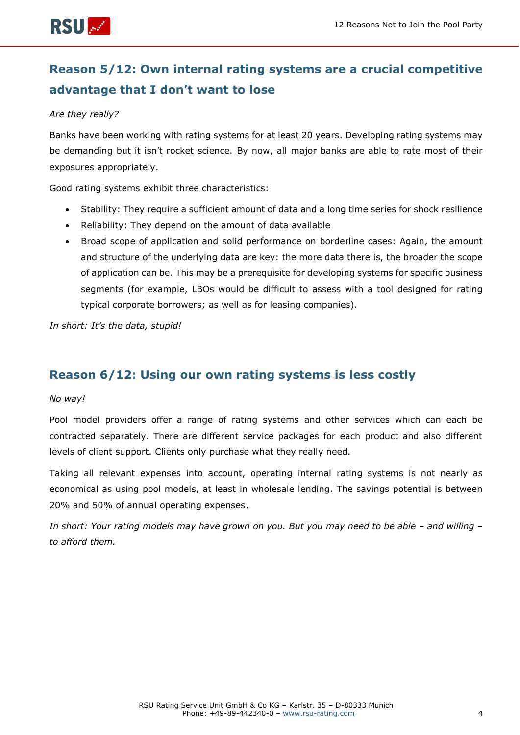## Reason 5/12: Own internal rating systems are a crucial competitive advantage that I don’t want to lose

*Are they really?*

Banks have been working with rating systems for at least 20 years. Developing rating systems may be demanding but it isn’t rocket science. By now, all major banks are able to rate most of their exposures appropriately.

Good rating systems exhibit three characteristics:

- Stability: They require a sufficient amount of data and a long time series for shock resilience
- Reliability: They depend on the amount of data available
- Broad scope of application and solid performance on borderline cases: Again, the amount and structure of the underlying data are key: the more data there is, the broader the scope of application can be. This may be a prerequisite for developing systems for specific business segments (for example, LBOs would be difficult to assess with a tool designed for rating typical corporate borrowers; as well as for leasing companies).

*In short: It’s the data, stupid!*

## Reason 6/12: Using our own rating systems is less costly

*No way!*

Pool model providers offer a range of rating systems and other services which can each be contracted separately. There are different service packages for each product and also different levels of client support. Clients only purchase what they really need.

Taking all relevant expenses into account, operating internal rating systems is not nearly as economical as using pool models, at least in wholesale lending. The savings potential is between 20% and 50% of annual operating expenses.

*In short: Your rating models may have grown on you. But you may need to be able – and willing – to afford them.*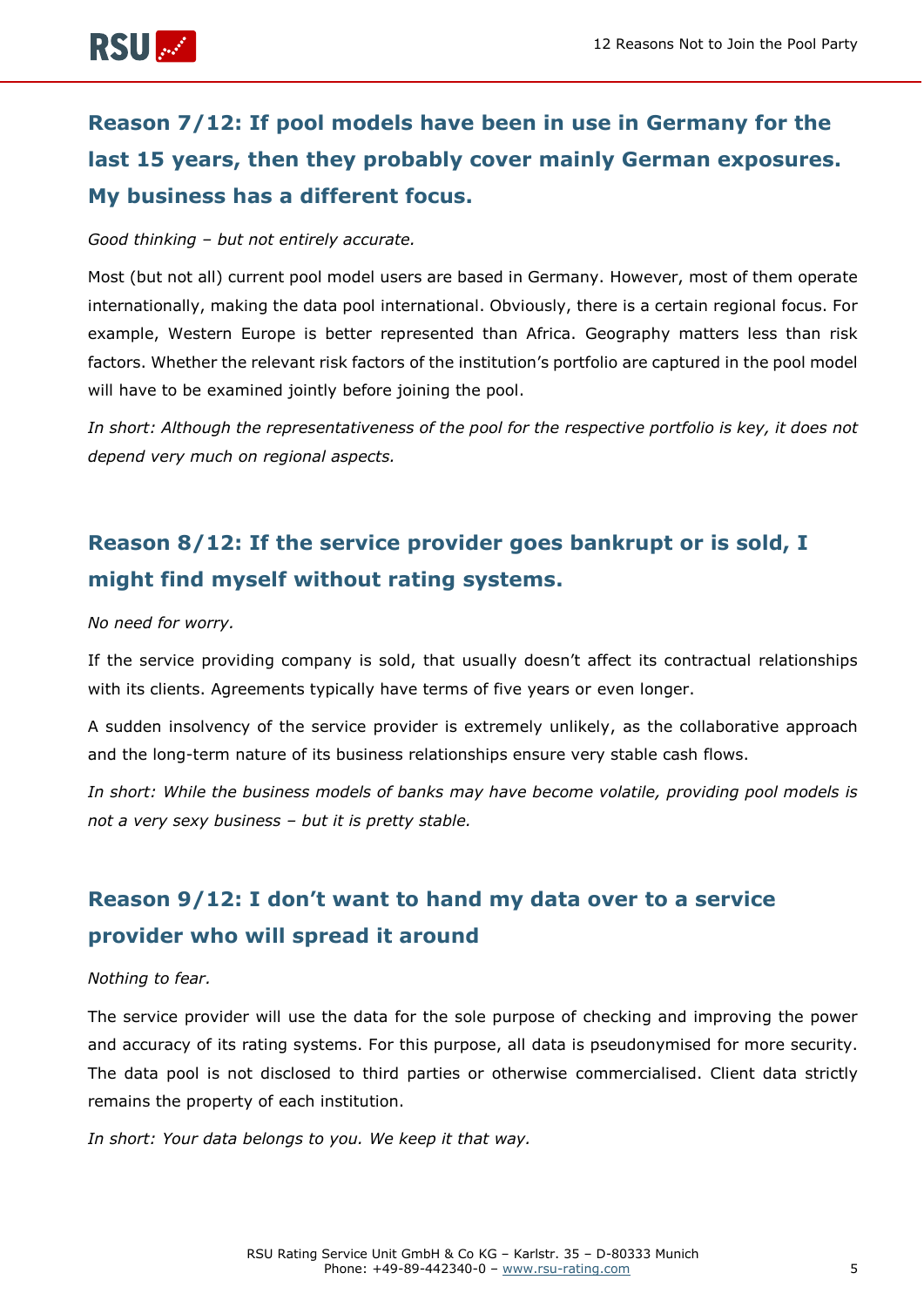## Reason 7/12: If pool models have been in use in Germany for the last 15 years, then they probably cover mainly German exposures. My business has a different focus.

*Good thinking – but not entirely accurate.*

Most (but not all) current pool model users are based in Germany. However, most of them operate internationally, making the data pool international. Obviously, there is a certain regional focus. For example, Western Europe is better represented than Africa. Geography matters less than risk factors. Whether the relevant risk factors of the institution's portfolio are captured in the pool model will have to be examined jointly before joining the pool.

*In short: Although the representativeness of the pool for the respective portfolio is key, it does not depend very much on regional aspects.*

## Reason 8/12: If the service provider goes bankrupt or is sold, I might find myself without rating systems.

*No need for worry.*

If the service providing company is sold, that usually doesn't affect its contractual relationships with its clients. Agreements typically have terms of five years or even longer.

A sudden insolvency of the service provider is extremely unlikely, as the collaborative approach and the long-term nature of its business relationships ensure very stable cash flows.

*In short: While the business models of banks may have become volatile, providing pool models is not a very sexy business – but it is pretty stable.*

## Reason 9/12: I don't want to hand my data over to a service provider who will spread it around

*Nothing to fear.*

The service provider will use the data for the sole purpose of checking and improving the power and accuracy of its rating systems. For this purpose, all data is pseudonymised for more security. The data pool is not disclosed to third parties or otherwise commercialised. Client data strictly remains the property of each institution.

*In short: Your data belongs to you. We keep it that way.*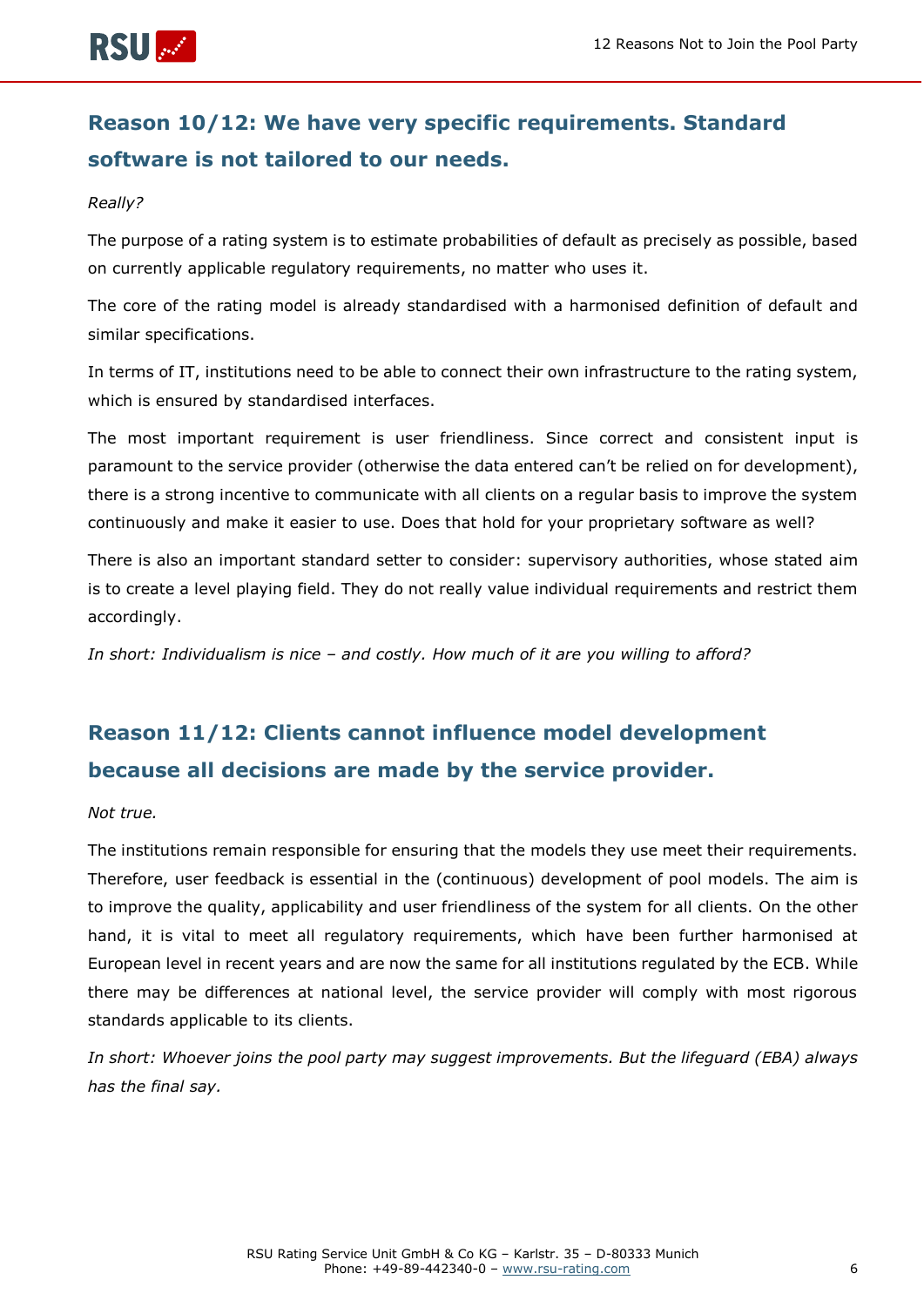## Reason 10/12: We have very specific requirements. Standard software is not tailored to our needs.

*Really?*

The purpose of a rating system is to estimate probabilities of default as precisely as possible, based on currently applicable regulatory requirements, no matter who uses it.

The core of the rating model is already standardised with a harmonised definition of default and similar specifications.

In terms of IT, institutions need to be able to connect their own infrastructure to the rating system, which is ensured by standardised interfaces.

The most important requirement is user friendliness. Since correct and consistent input is paramount to the service provider (otherwise the data entered can't be relied on for development), there is a strong incentive to communicate with all clients on a regular basis to improve the system continuously and make it easier to use. Does that hold for your proprietary software as well?

There is also an important standard setter to consider: supervisory authorities, whose stated aim is to create a level playing field. They do not really value individual requirements and restrict them accordingly.

*In short: Individualism is nice – and costly. How much of it are you willing to afford?*

## Reason 11/12: Clients cannot influence model development because all decisions are made by the service provider.

*Not true.*

The institutions remain responsible for ensuring that the models they use meet their requirements. Therefore, user feedback is essential in the (continuous) development of pool models. The aim is to improve the quality, applicability and user friendliness of the system for all clients. On the other hand, it is vital to meet all regulatory requirements, which have been further harmonised at European level in recent years and are now the same for all institutions regulated by the ECB. While there may be differences at national level, the service provider will comply with most rigorous standards applicable to its clients.

*In short: Whoever joins the pool party may suggest improvements. But the lifeguard (EBA) always has the final say.*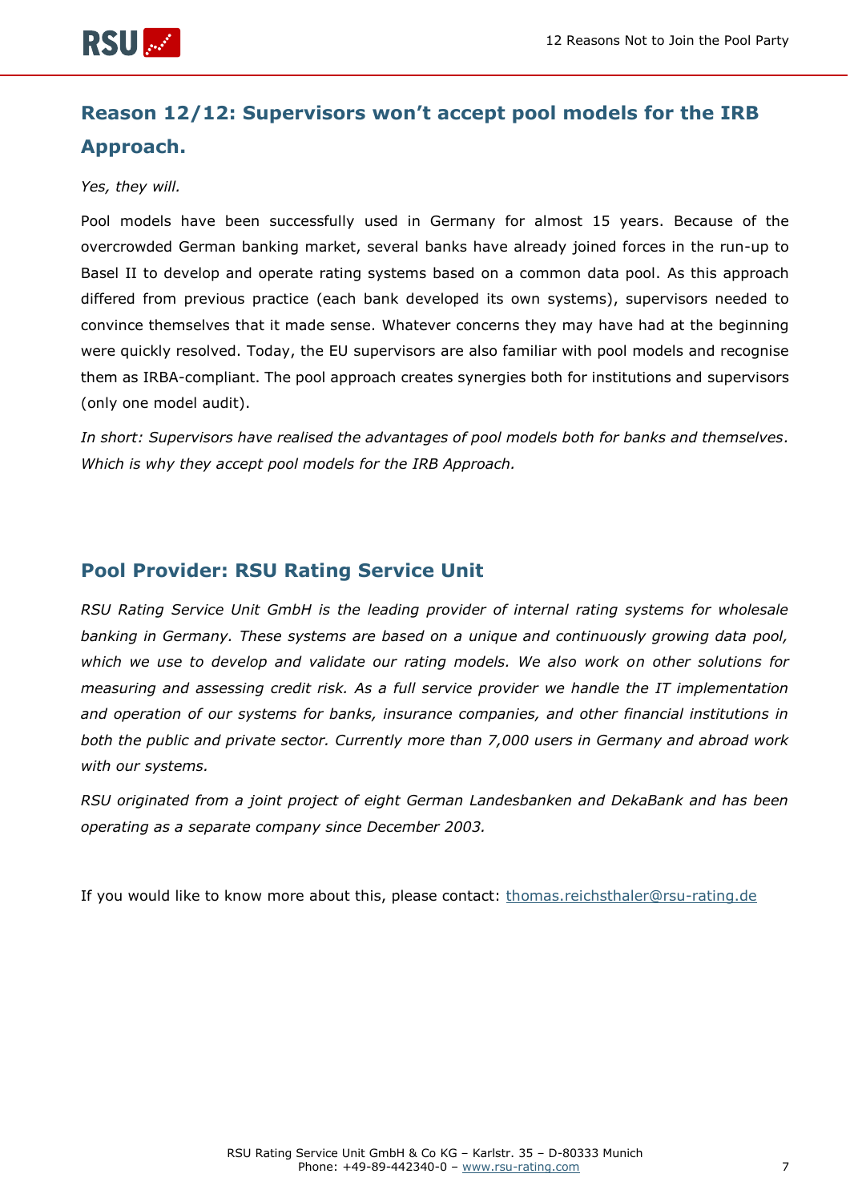## Reason 12/12: Supervisors won't accept pool models for the IRB Approach.

*Yes, they will.*

Pool models have been successfully used in Germany for almost 15 years. Because of the overcrowded German banking market, several banks have already joined forces in the run-up to Basel II to develop and operate rating systems based on a common data pool. As this approach differed from previous practice (each bank developed its own systems), supervisors needed to convince themselves that it made sense. Whatever concerns they may have had at the beginning were quickly resolved. Today, the EU supervisors are also familiar with pool models and recognise them as IRBA-compliant. The pool approach creates synergies both for institutions and supervisors (only one model audit).

*In short: Supervisors have realised the advantages of pool models both for banks and themselves. Which is why they accept pool models for the IRB Approach.*

## Pool Provider: RSU Rating Service Unit

*RSU Rating Service Unit GmbH is the leading provider of internal rating systems for wholesale banking in Germany. These systems are based on a unique and continuously growing data pool, which we use to develop and validate our rating models. We also work on other solutions for measuring and assessing credit risk. As a full service provider we handle the IT implementation and operation of our systems for banks, insurance companies, and other financial institutions in both the public and private sector. Currently more than 7,000 users in Germany and abroad work with our systems.*

*RSU originated from a joint project of eight German Landesbanken and DekaBank and has been operating as a separate company since December 2003.*

If you would like to know more about this, please contact: thomas.reichsthaler@rsu-rating.de

RSU Rating Service Unit GmbH & Co KG – Karlstr. 35 – D-80333 Munich
Phone: +49-89-442340-0 – www.rsu-rating.com